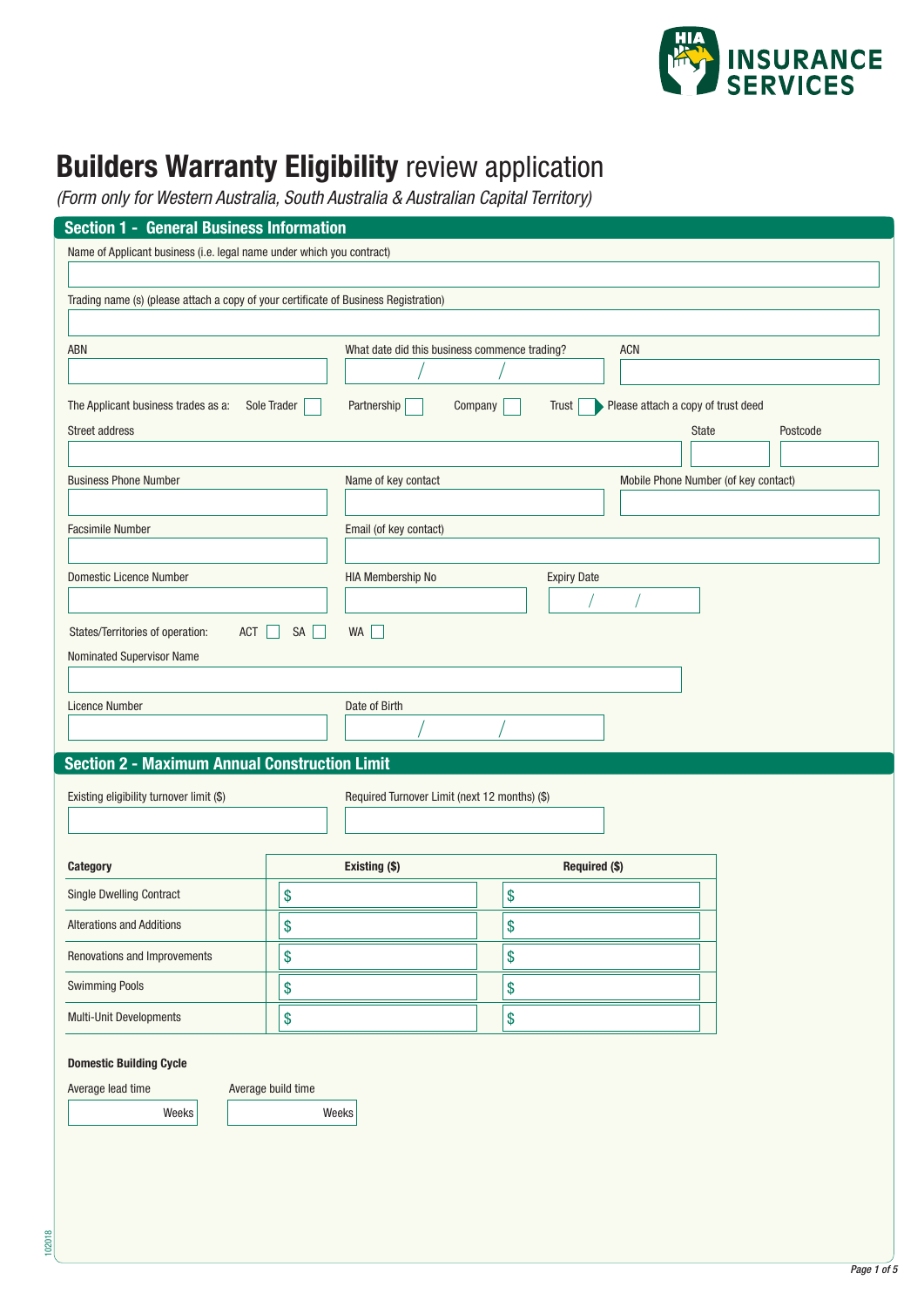# **Builders Warranty Eligibility** review application

*(Form only for Western Australia, South Australia & Australian Capital Territory)*

## Section 1 - General Business Information

Name of Applicant business (i.e. legal name under which you contract)

Trading name (s) (please attach a copy of your certificate of Business Registration)

ABN

What date did this business commence trading? / /

ACN

The Applicant business trades as a: Sole Trader ☐ Partnership ☐ Company ☐ Trust ☐ Please attach a copy of trust deed

Street address

State

Postcode

Business Phone Number

Name of key contact

Mobile Phone Number (of key contact)

Facsimile Number

Email (of key contact)

Domestic Licence Number

HIA Membership No

Expiry Date / /

States/Territories of operation: ACT ☐ SA ☐ WA ☐

Nominated Supervisor Name

Licence Number

Date of Birth / /

## Section 2 - Maximum Annual Construction Limit

Existing eligibility turnover limit ($)

Required Turnover Limit (next 12 months) ($)

| Category | Existing ($) | Required ($) |
|---|---|---|
| Single Dwelling Contract | $ | $ |
| Alterations and Additions | $ | $ |
| Renovations and Improvements | $ | $ |
| Swimming Pools | $ | $ |
| Multi-Unit Developments | $ | $ |

**Domestic Building Cycle**

Average lead time: Weeks

Average build time: Weeks

102018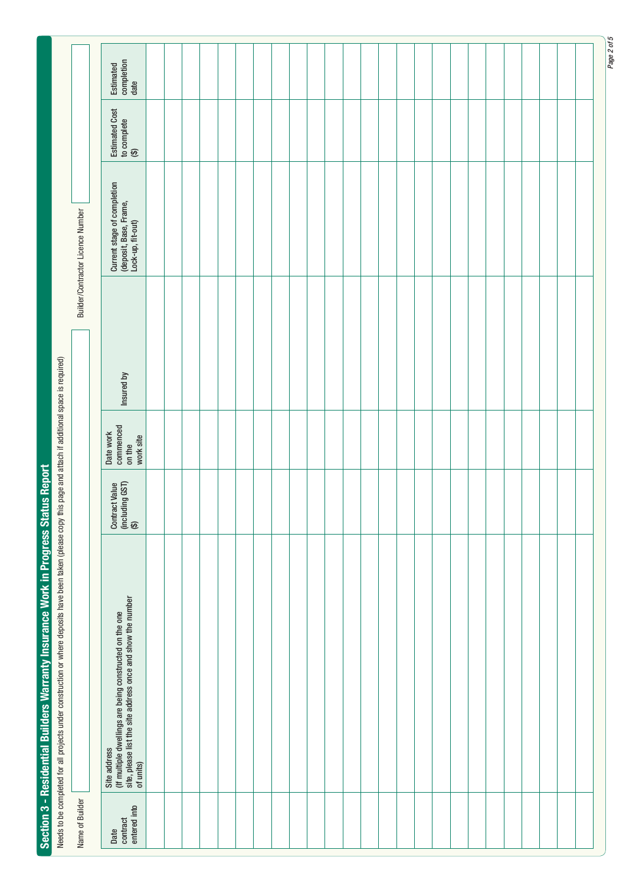## Section 3 - Residential Builders Warranty Insurance Work in Progress Status Report

Needs to be completed for all projects under construction or where deposits have been taken (please copy this page and attach if additional space is required)

Name of Builder: 

Builder/Contractor Licence Number: 

| Date contract entered into | Site address (If multiple dwellings are being constructed on the one site, please list the site address once and show the number of units) | Contract Value (including GST) ($) | Date work commenced on the work site | Insured by | Current stage of completion (deposit, Base, Frame, Lock-up, fit-out) | Estimated Cost to complete ($) | Estimated completion date |
|---|---|---|---|---|---|---|---|
| | | | | | | | |
| | | | | | | | |
| | | | | | | | |
| | | | | | | | |
| | | | | | | | |
| | | | | | | | |
| | | | | | | | |
| | | | | | | | |
| | | | | | | | |
| | | | | | | | |
| | | | | | | | |
| | | | | | | | |
| | | | | | | | |
| | | | | | | | |
| | | | | | | | |
| | | | | | | | |
| | | | | | | | |
| | | | | | | | |
| | | | | | | | |
| | | | | | | | |
| | | | | | | | |
| | | | | | | | |
| | | | | | | | |
| | | | | | | | |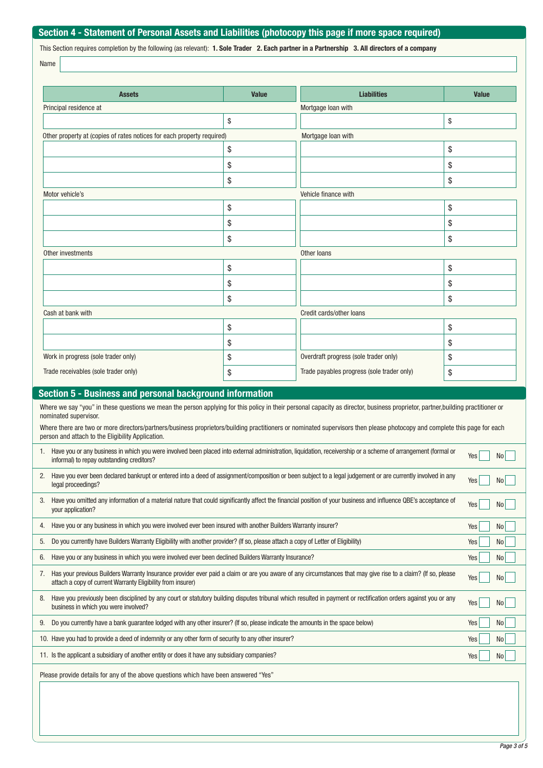## Section 4 - Statement of Personal Assets and Liabilities (photocopy this page if more space required)

This Section requires completion by the following (as relevant): **1. Sole Trader 2. Each partner in a Partnership 3. All directors of a company**

Name

| Assets | Value | Liabilities | Value |
|---|---|---|---|
| Principal residence at | | Mortgage loan with | |
| | $ | | $ |
| Other property at (copies of rates notices for each property required) | | Mortgage loan with | |
| | $ | | $ |
| | $ | | $ |
| | $ | | $ |
| Motor vehicle's | | Vehicle finance with | |
| | $ | | $ |
| | $ | | $ |
| | $ | | $ |
| Other investments | | Other loans | |
| | $ | | $ |
| | $ | | $ |
| | $ | | $ |
| Cash at bank with | | Credit cards/other loans | |
| | $ | | $ |
| | $ | | $ |
| Work in progress (sole trader only) | $ | Overdraft progress (sole trader only) | $ |
| Trade receivables (sole trader only) | $ | Trade payables progress (sole trader only) | $ |

## Section 5 - Business and personal background information

Where we say "you" in these questions we mean the person applying for this policy in their personal capacity as director, business proprietor, partner,building practitioner or nominated supervisor.

Where there are two or more directors/partners/business proprietors/building practitioners or nominated supervisors then please photocopy and complete this page for each person and attach to the Eligibility Application.

1. Have you or any business in which you were involved been placed into external administration, liquidation, receivership or a scheme of arrangement (formal or informal) to repay outstanding creditors? Yes ☐ No ☐
2. Have you ever been declared bankrupt or entered into a deed of assignment/composition or been subject to a legal judgement or are currently involved in any legal proceedings? Yes ☐ No ☐
3. Have you omitted any information of a material nature that could significantly affect the financial position of your business and influence QBE's acceptance of your application? Yes ☐ No ☐
4. Have you or any business in which you were involved ever been insured with another Builders Warranty insurer? Yes ☐ No ☐
5. Do you currently have Builders Warranty Eligibility with another provider? (If so, please attach a copy of Letter of Eligibility) Yes ☐ No ☐
6. Have you or any business in which you were involved ever been declined Builders Warranty Insurance? Yes ☐ No ☐
7. Has your previous Builders Warranty Insurance provider ever paid a claim or are you aware of any circumstances that may give rise to a claim? (If so, please attach a copy of current Warranty Eligibility from insurer) Yes ☐ No ☐
8. Have you previously been disciplined by any court or statutory building disputes tribunal which resulted in payment or rectification orders against you or any business in which you were involved? Yes ☐ No ☐
9. Do you currently have a bank guarantee lodged with any other insurer? (If so, please indicate the amounts in the space below) Yes ☐ No ☐
10. Have you had to provide a deed of indemnity or any other form of security to any other insurer? Yes ☐ No ☐
11. Is the applicant a subsidiary of another entity or does it have any subsidiary companies? Yes ☐ No ☐

Please provide details for any of the above questions which have been answered "Yes"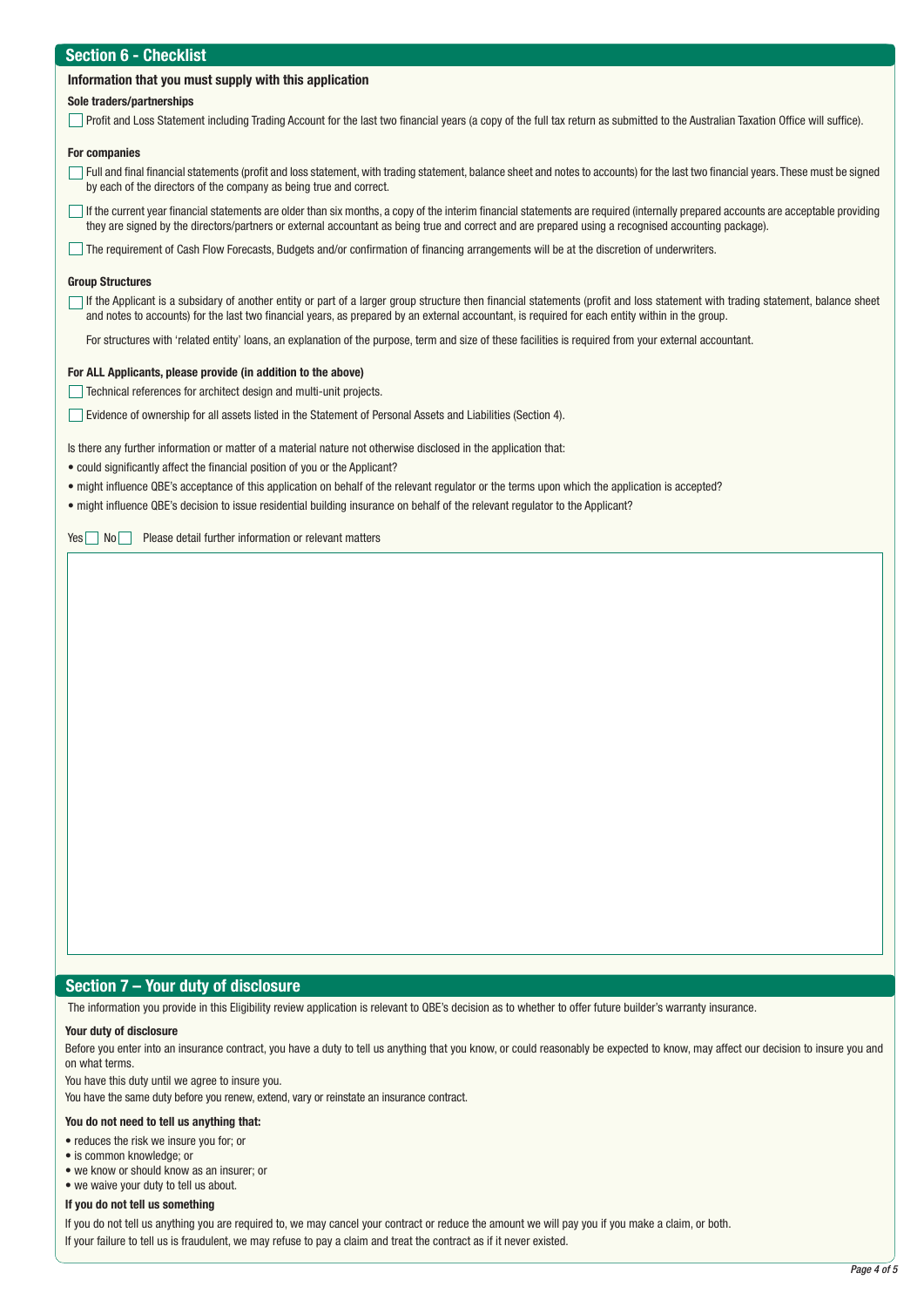## Section 6 - Checklist

### Information that you must supply with this application

**Sole traders/partnerships**

- [ ] Profit and Loss Statement including Trading Account for the last two financial years (a copy of the full tax return as submitted to the Australian Taxation Office will suffice).

**For companies**

- [ ] Full and final financial statements (profit and loss statement, with trading statement, balance sheet and notes to accounts) for the last two financial years. These must be signed by each of the directors of the company as being true and correct.
- [ ] If the current year financial statements are older than six months, a copy of the interim financial statements are required (internally prepared accounts are acceptable providing they are signed by the directors/partners or external accountant as being true and correct and are prepared using a recognised accounting package).
- [ ] The requirement of Cash Flow Forecasts, Budgets and/or confirmation of financing arrangements will be at the discretion of underwriters.

**Group Structures**

- [ ] If the Applicant is a subsidary of another entity or part of a larger group structure then financial statements (profit and loss statement with trading statement, balance sheet and notes to accounts) for the last two financial years, as prepared by an external accountant, is required for each entity within in the group.

For structures with 'related entity' loans, an explanation of the purpose, term and size of these facilities is required from your external accountant.

**For ALL Applicants, please provide (in addition to the above)**

- [ ] Technical references for architect design and multi-unit projects.
- [ ] Evidence of ownership for all assets listed in the Statement of Personal Assets and Liabilities (Section 4).

Is there any further information or matter of a material nature not otherwise disclosed in the application that:

- could significantly affect the financial position of you or the Applicant?
- might influence QBE's acceptance of this application on behalf of the relevant regulator or the terms upon which the application is accepted?
- might influence QBE's decision to issue residential building insurance on behalf of the relevant regulator to the Applicant?

Yes [ ] No [ ] Please detail further information or relevant matters

## Section 7 – Your duty of disclosure

The information you provide in this Eligibility review application is relevant to QBE's decision as to whether to offer future builder's warranty insurance.

**Your duty of disclosure**

Before you enter into an insurance contract, you have a duty to tell us anything that you know, or could reasonably be expected to know, may affect our decision to insure you and on what terms.

You have this duty until we agree to insure you.

You have the same duty before you renew, extend, vary or reinstate an insurance contract.

**You do not need to tell us anything that:**

- reduces the risk we insure you for; or
- is common knowledge; or
- we know or should know as an insurer; or
- we waive your duty to tell us about.

**If you do not tell us something**

If you do not tell us anything you are required to, we may cancel your contract or reduce the amount we will pay you if you make a claim, or both.

If your failure to tell us is fraudulent, we may refuse to pay a claim and treat the contract as if it never existed.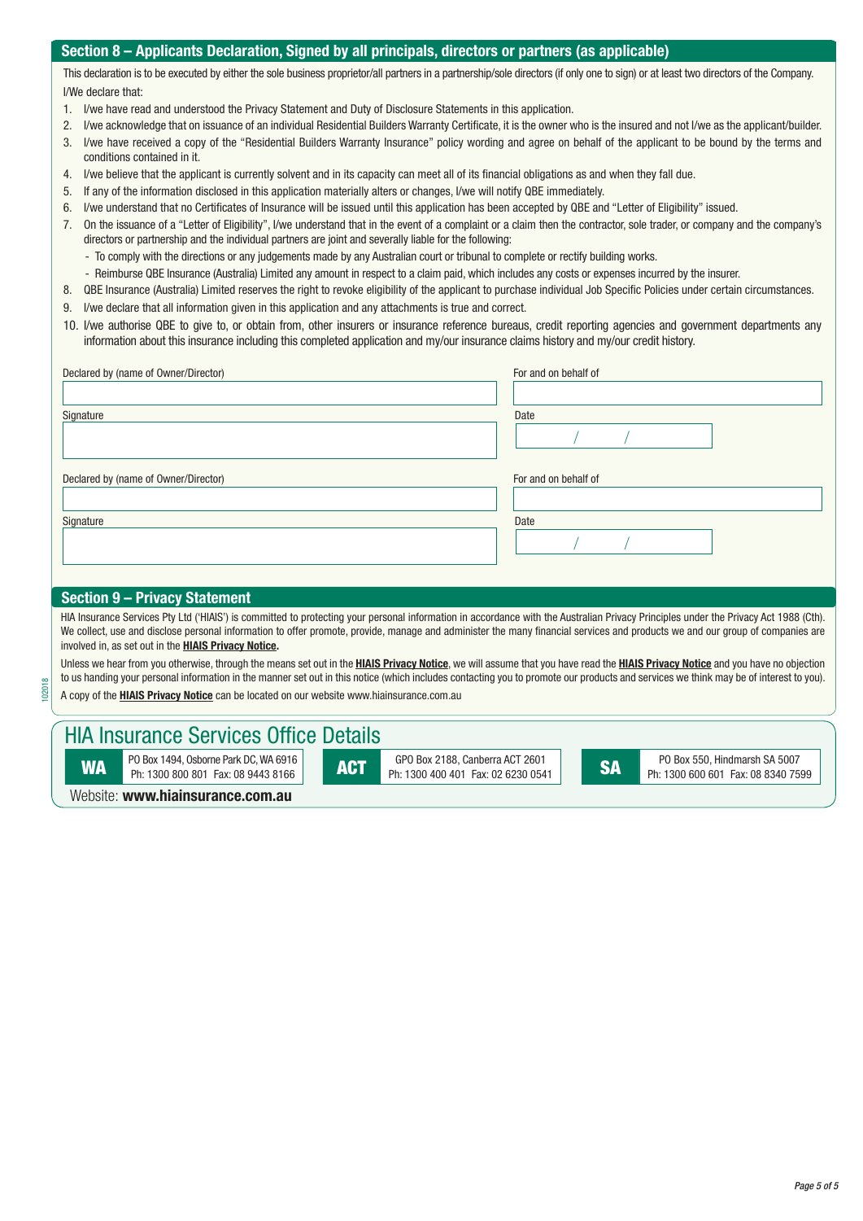## Section 8 – Applicants Declaration, Signed by all principals, directors or partners (as applicable)

This declaration is to be executed by either the sole business proprietor/all partners in a partnership/sole directors (if only one to sign) or at least two directors of the Company.

I/We declare that:

1. I/we have read and understood the Privacy Statement and Duty of Disclosure Statements in this application.
2. I/we acknowledge that on issuance of an individual Residential Builders Warranty Certificate, it is the owner who is the insured and not I/we as the applicant/builder.
3. I/we have received a copy of the "Residential Builders Warranty Insurance" policy wording and agree on behalf of the applicant to be bound by the terms and conditions contained in it.
4. I/we believe that the applicant is currently solvent and in its capacity can meet all of its financial obligations as and when they fall due.
5. If any of the information disclosed in this application materially alters or changes, I/we will notify QBE immediately.
6. I/we understand that no Certificates of Insurance will be issued until this application has been accepted by QBE and "Letter of Eligibility" issued.
7. On the issuance of a "Letter of Eligibility", I/we understand that in the event of a complaint or a claim then the contractor, sole trader, or company and the company's directors or partnership and the individual partners are joint and severally liable for the following:
   - To comply with the directions or any judgements made by any Australian court or tribunal to complete or rectify building works.
   - Reimburse QBE Insurance (Australia) Limited any amount in respect to a claim paid, which includes any costs or expenses incurred by the insurer.
8. QBE Insurance (Australia) Limited reserves the right to revoke eligibility of the applicant to purchase individual Job Specific Policies under certain circumstances.
9. I/we declare that all information given in this application and any attachments is true and correct.
10. I/we authorise QBE to give to, or obtain from, other insurers or insurance reference bureaus, credit reporting agencies and government departments any information about this insurance including this completed application and my/our insurance claims history and my/our credit history.

| Declared by (name of Owner/Director) | For and on behalf of |
|---|---|
| | |
| **Signature** | **Date** |
| | / / |

| Declared by (name of Owner/Director) | For and on behalf of |
|---|---|
| | |
| **Signature** | **Date** |
| | / / |

## Section 9 – Privacy Statement

HIA Insurance Services Pty Ltd ('HIAIS') is committed to protecting your personal information in accordance with the Australian Privacy Principles under the Privacy Act 1988 (Cth). We collect, use and disclose personal information to offer promote, provide, manage and administer the many financial services and products we and our group of companies are involved in, as set out in the **HIAIS Privacy Notice.**

Unless we hear from you otherwise, through the means set out in the **HIAIS Privacy Notice**, we will assume that you have read the **HIAIS Privacy Notice** and you have no objection to us handing your personal information in the manner set out in this notice (which includes contacting you to promote our products and services we think may be of interest to you).

A copy of the **HIAIS Privacy Notice** can be located on our website www.hiainsurance.com.au

102018

## HIA Insurance Services Office Details

| State | Details |
|---|---|
| **WA** | PO Box 1494, Osborne Park DC, WA 6916 Ph: 1300 800 801 Fax: 08 9443 8166 |
| **ACT** | GPO Box 2188, Canberra ACT 2601 Ph: 1300 400 401 Fax: 02 6230 0541 |
| **SA** | PO Box 550, Hindmarsh SA 5007 Ph: 1300 600 601 Fax: 08 8340 7599 |

Website: **www.hiainsurance.com.au**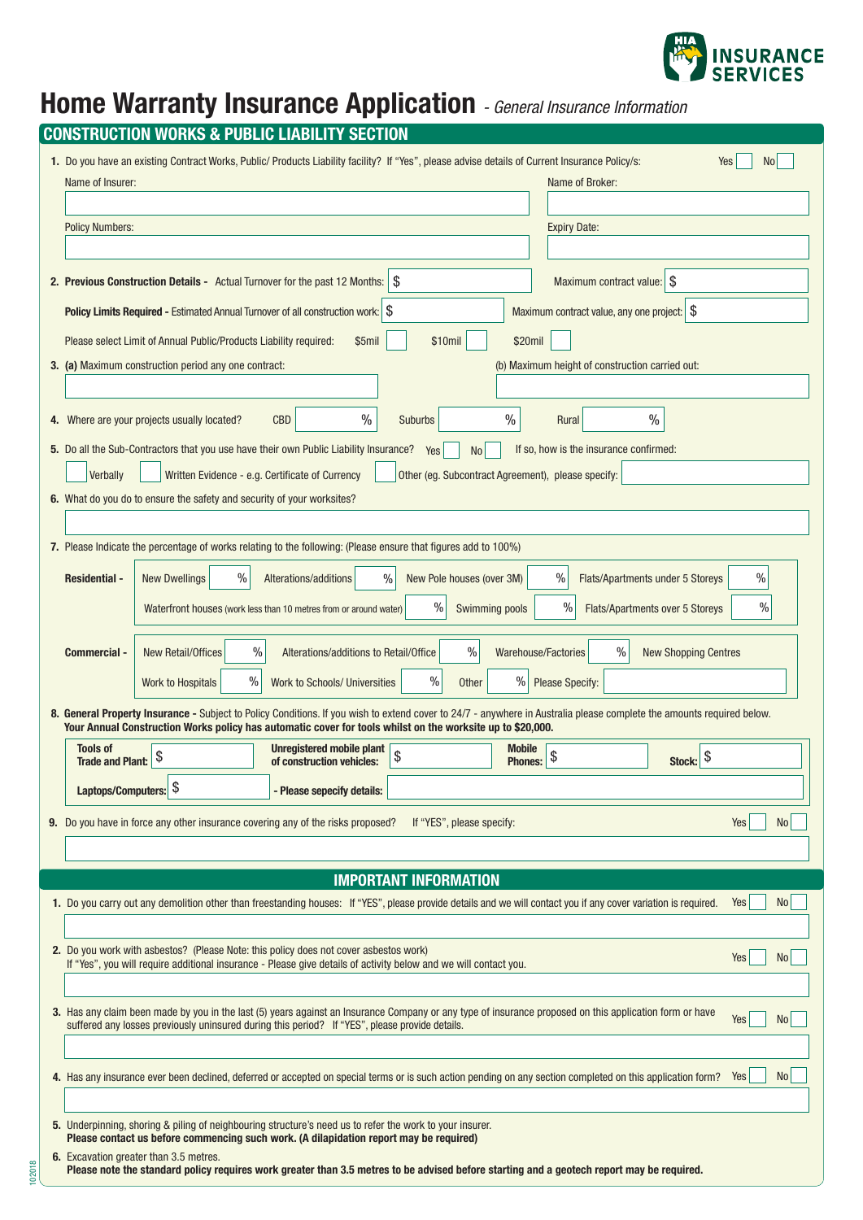HIA INSURANCE SERVICES

# Home Warranty Insurance Application - *General Insurance Information*

## CONSTRUCTION WORKS & PUBLIC LIABILITY SECTION

**1.** Do you have an existing Contract Works, Public/ Products Liability facility? If "Yes", please advise details of Current Insurance Policy/s: Yes ☐ No ☐

Name of Insurer: ____________ Name of Broker: ____________

Policy Numbers: ____________ Expiry Date: ____________

**2. Previous Construction Details -** Actual Turnover for the past 12 Months: $ ____________ Maximum contract value: $ ____________

**Policy Limits Required -** Estimated Annual Turnover of all construction work: $ ____________ Maximum contract value, any one project: $ ____________

Please select Limit of Annual Public/Products Liability required: $5mil ☐ $10mil ☐ $20mil ☐

**3. (a)** Maximum construction period any one contract: ____________ (b) Maximum height of construction carried out: ____________

**4.** Where are your projects usually located? CBD ____ % Suburbs ____ % Rural ____ %

**5.** Do all the Sub-Contractors that you use have their own Public Liability Insurance? Yes ☐ No ☐ If so, how is the insurance confirmed:

☐ Verbally ☐ Written Evidence - e.g. Certificate of Currency ☐ Other (eg. Subcontract Agreement), please specify: ____________

**6.** What do you do to ensure the safety and security of your worksites?

____________

**7.** Please Indicate the percentage of works relating to the following: (Please ensure that figures add to 100%)

**Residential -** New Dwellings ____ % Alterations/additions ____ % New Pole houses (over 3M) ____ % Flats/Apartments under 5 Storeys ____ %
Waterfront houses (work less than 10 metres from or around water) ____ % Swimming pools ____ % Flats/Apartments over 5 Storeys ____ %

**Commercial -** New Retail/Offices ____ % Alterations/additions to Retail/Office ____ % Warehouse/Factories ____ % New Shopping Centres
Work to Hospitals ____ % Work to Schools/ Universities ____ % Other ____ % Please Specify: ____________

**8. General Property Insurance -** Subject to Policy Conditions. If you wish to extend cover to 24/7 - anywhere in Australia please complete the amounts required below.
**Your Annual Construction Works policy has automatic cover for tools whilst on the worksite up to $20,000.**

**Tools of Trade and Plant:** $ ____________ **Unregistered mobile plant of construction vehicles:** $ ____________ **Mobile Phones:** $ ____________ **Stock:** $ ____________

**Laptops/Computers:** $ ____________ **- Please sepecify details:** ____________

**9.** Do you have in force any other insurance covering any of the risks proposed? If "YES", please specify: Yes ☐ No ☐

____________

## IMPORTANT INFORMATION

**1.** Do you carry out any demolition other than freestanding houses: If "YES", please provide details and we will contact you if any cover variation is required. Yes ☐ No ☐

____________

**2.** Do you work with asbestos? (Please Note: this policy does not cover asbestos work)
If "Yes", you will require additional insurance - Please give details of activity below and we will contact you. Yes ☐ No ☐

____________

**3.** Has any claim been made by you in the last (5) years against an Insurance Company or any type of insurance proposed on this application form or have suffered any losses previously uninsured during this period? If "YES", please provide details. Yes ☐ No ☐

____________

**4.** Has any insurance ever been declined, deferred or accepted on special terms or is such action pending on any section completed on this application form? Yes ☐ No ☐

____________

**5.** Underpinning, shoring & piling of neighbouring structure's need us to refer the work to your insurer.
**Please contact us before commencing such work. (A dilapidation report may be required)**

**6.** Excavation greater than 3.5 metres.
**Please note the standard policy requires work greater than 3.5 metres to be advised before starting and a geotech report may be required.**

102018